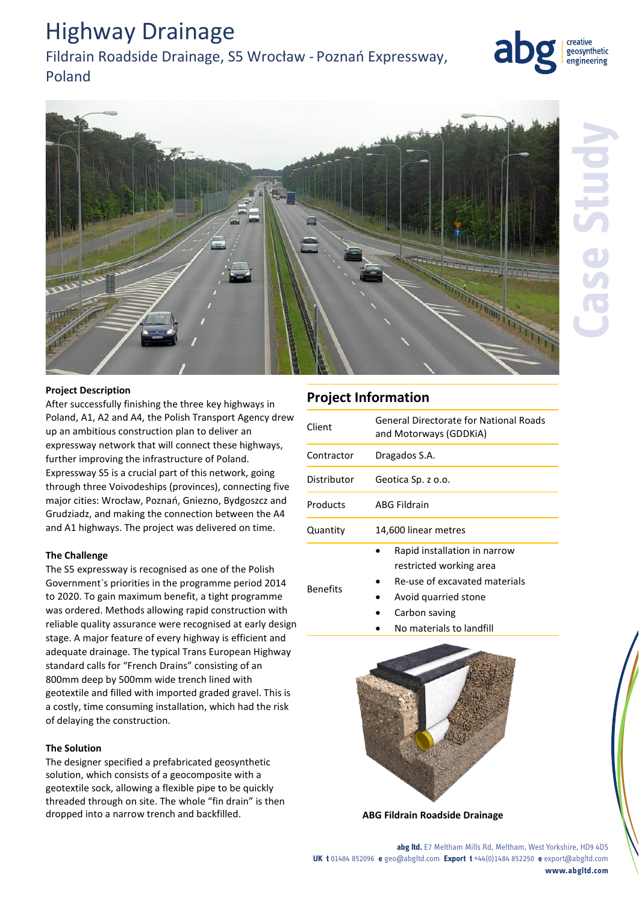# Highway Drainage

## Fildrain Roadside Drainage, S5 Wrocław - Poznań Expressway, Poland

### Project Description

After successfully finishing the three key highways in Poland, A1, A2 and A4, the Polish Transport Agency drew up an ambitious construction plan to deliver an expressway network that will connect these highways, further improving the infrastructure of Poland. Expressway S5 is a crucial part of this network, going through three Voivodeships (provinces), connecting five major cities: Wrocław, Poznań, Gniezno, Bydgoszcz and Grudziadz, and making the connection between the A4 and A1 highways. The project was delivered on time.

### The Challenge

The S5 expressway is recognised as one of the Polish Government`s priorities in the programme period 2014 to 2020. To gain maximum benefit, a tight programme was ordered. Methods allowing rapid construction with reliable quality assurance were recognised at early design stage. A major feature of every highway is efficient and adequate drainage. The typical Trans European Highway standard calls for "French Drains" consisting of an 800mm deep by 500mm wide trench lined with geotextile and filled with imported graded gravel. This is a costly, time consuming installation, which had the risk of delaying the construction.

### The Solution

The designer specified a prefabricated geosynthetic solution, which consists of a geocomposite with a geotextile sock, allowing a flexible pipe to be quickly threaded through on site. The whole "fin drain" is then dropped into a narrow trench and backfilled.

## Project Information

| | |
|---|---|
| Client | General Directorate for National Roads and Motorways (GDDKiA) |
| Contractor | Dragados S.A. |
| Distributor | Geotica Sp. z o.o. |
| Products | ABG Fildrain |
| Quantity | 14,600 linear metres |
| Benefits | • Rapid installation in narrow restricted working area<br>• Re-use of excavated materials<br>• Avoid quarried stone<br>• Carbon saving<br>• No materials to landfill |

ABG Fildrain Roadside Drainage

**abg ltd.** E7 Meltham Mills Rd, Meltham, West Yorkshire, HD9 4DS
**UK t** 01484 852096 **e** geo@abgltd.com **Export t** +44(0)1484 852250 **e** export@abgltd.com
**www.abgltd.com**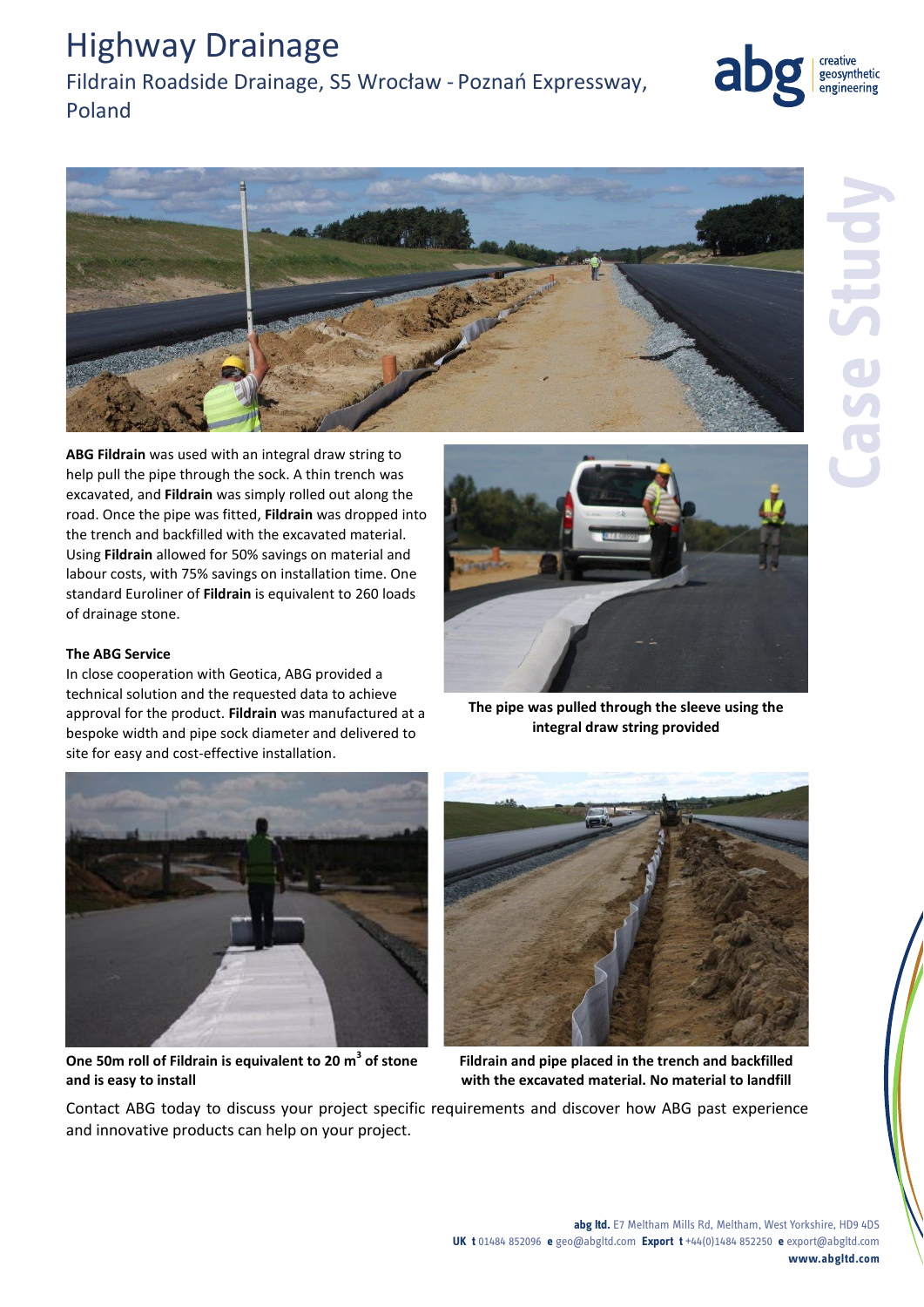# Highway Drainage

## Fildrain Roadside Drainage, S5 Wrocław - Poznań Expressway, Poland

**ABG Fildrain** was used with an integral draw string to help pull the pipe through the sock. A thin trench was excavated, and **Fildrain** was simply rolled out along the road. Once the pipe was fitted, **Fildrain** was dropped into the trench and backfilled with the excavated material. Using **Fildrain** allowed for 50% savings on material and labour costs, with 75% savings on installation time. One standard Euroliner of **Fildrain** is equivalent to 260 loads of drainage stone.

**The pipe was pulled through the sleeve using the integral draw string provided**

### The ABG Service

In close cooperation with Geotica, ABG provided a technical solution and the requested data to achieve approval for the product. **Fildrain** was manufactured at a bespoke width and pipe sock diameter and delivered to site for easy and cost-effective installation.

**One 50m roll of Fildrain is equivalent to 20 m$^3$ of stone and is easy to install**

**Fildrain and pipe placed in the trench and backfilled with the excavated material. No material to landfill**

Contact ABG today to discuss your project specific requirements and discover how ABG past experience and innovative products can help on your project.

**abg ltd.** E7 Meltham Mills Rd, Meltham, West Yorkshire, HD9 4DS
**UK t** 01484 852096 **e** geo@abgltd.com **Export t** +44(0)1484 852250 **e** export@abgltd.com
**www.abgltd.com**